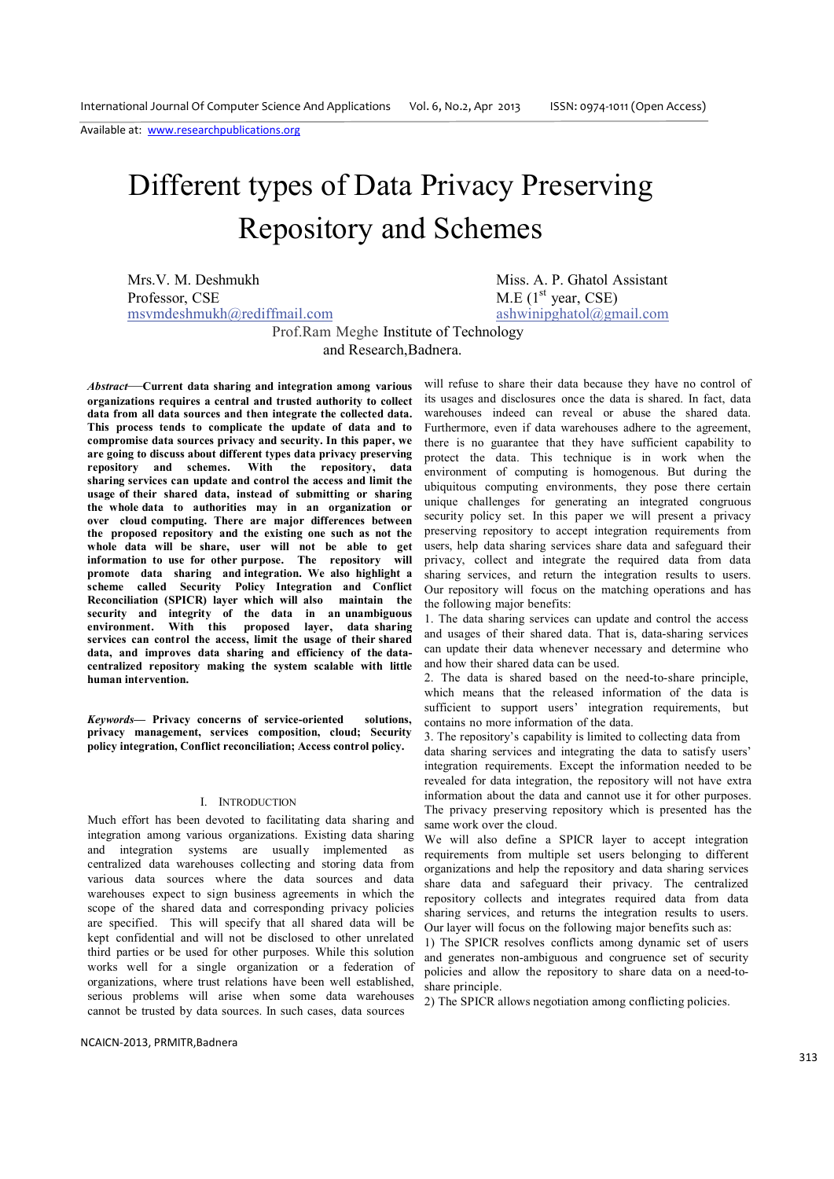Available at: www.researchpublications.org

# Different types of Data Privacy Preserving Repository and Schemes

Mrs.V. M. Deshmukh
Professor, CSE
msvmdeshmukh@rediffmail.com

Miss. A. P. Ghatol Assistant
M.E (1st year, CSE)
ashwinipghatol@gmail.com

Prof.Ram Meghe Institute of Technology and Research,Badnera.

***Abstract*****—Current data sharing and integration among various organizations requires a central and trusted authority to collect data from all data sources and then integrate the collected data. This process tends to complicate the update of data and to compromise data sources privacy and security. In this paper, we are going to discuss about different types data privacy preserving repository and schemes. With the repository, data sharing services can update and control the access and limit the usage of their shared data, instead of submitting or sharing the whole data to authorities may in an organization or over cloud computing. There are major differences between the proposed repository and the existing one such as not the whole data will be share, user will not be able to get information to use for other purpose. The repository will promote data sharing and integration. We also highlight a scheme called Security Policy Integration and Conflict Reconciliation (SPICR) layer which will also maintain the security and integrity of the data in an unambiguous environment. With this proposed layer, data sharing services can control the access, limit the usage of their shared data, and improves data sharing and efficiency of the data-centralized repository making the system scalable with little human intervention.**

***Keywords*****— Privacy concerns of service-oriented solutions, privacy management, services composition, cloud; Security policy integration, Conflict reconciliation; Access control policy.**

## I. Introduction

Much effort has been devoted to facilitating data sharing and integration among various organizations. Existing data sharing and integration systems are usually implemented as centralized data warehouses collecting and storing data from various data sources where the data sources and data warehouses expect to sign business agreements in which the scope of the shared data and corresponding privacy policies are specified. This will specify that all shared data will be kept confidential and will not be disclosed to other unrelated third parties or be used for other purposes. While this solution works well for a single organization or a federation of organizations, where trust relations have been well established, serious problems will arise when some data warehouses cannot be trusted by data sources. In such cases, data sources will refuse to share their data because they have no control of its usages and disclosures once the data is shared. In fact, data warehouses indeed can reveal or abuse the shared data. Furthermore, even if data warehouses adhere to the agreement, there is no guarantee that they have sufficient capability to protect the data. This technique is in work when the environment of computing is homogenous. But during the ubiquitous computing environments, they pose there certain unique challenges for generating an integrated congruous security policy set. In this paper we will present a privacy preserving repository to accept integration requirements from users, help data sharing services share data and safeguard their privacy, collect and integrate the required data from data sharing services, and return the integration results to users. Our repository will focus on the matching operations and has the following major benefits:

1. The data sharing services can update and control the access and usages of their shared data. That is, data-sharing services can update their data whenever necessary and determine who and how their shared data can be used.
2. The data is shared based on the need-to-share principle, which means that the released information of the data is sufficient to support users' integration requirements, but contains no more information of the data.
3. The repository's capability is limited to collecting data from data sharing services and integrating the data to satisfy users' integration requirements. Except the information needed to be revealed for data integration, the repository will not have extra information about the data and cannot use it for other purposes.

The privacy preserving repository which is presented has the same work over the cloud.

We will also define a SPICR layer to accept integration requirements from multiple set users belonging to different organizations and help the repository and data sharing services share data and safeguard their privacy. The centralized repository collects and integrates required data from data sharing services, and returns the integration results to users. Our layer will focus on the following major benefits such as:

1) The SPICR resolves conflicts among dynamic set of users and generates non-ambiguous and congruence set of security policies and allow the repository to share data on a need-to-share principle.
2) The SPICR allows negotiation among conflicting policies.

NCAICN-2013, PRMITR,Badnera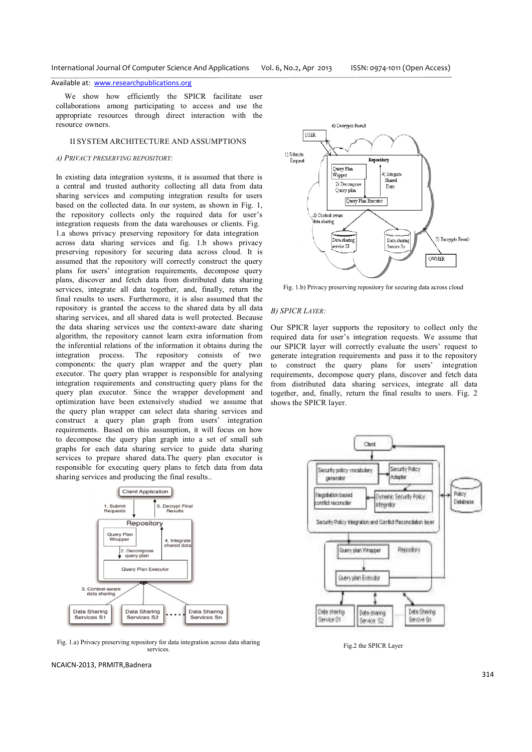We show how efficiently the SPICR facilitate user collaborations among participating to access and use the appropriate resources through direct interaction with the resource owners.

## II SYSTEM ARCHITECTURE AND ASSUMPTIONS

### A) PRIVACY PRESERVING REPOSITORY:

In existing data integration systems, it is assumed that there is a central and trusted authority collecting all data from data sharing services and computing integration results for users based on the collected data. In our system, as shown in Fig. 1, the repository collects only the required data for user's integration requests from the data warehouses or clients. Fig. 1.a shows privacy preserving repository for data integration across data sharing services and fig. 1.b shows privacy preserving repository for securing data across cloud. It is assumed that the repository will correctly construct the query plans for users' integration requirements, decompose query plans, discover and fetch data from distributed data sharing services, integrate all data together, and, finally, return the final results to users. Furthermore, it is also assumed that the repository is granted the access to the shared data by all data sharing services, and all shared data is well protected. Because the data sharing services use the context-aware date sharing algorithm, the repository cannot learn extra information from the inferential relations of the information it obtains during the integration process. The repository consists of two components: the query plan wrapper and the query plan executor. The query plan wrapper is responsible for analysing integration requirements and constructing query plans for the query plan executor. Since the wrapper development and optimization have been extensively studied we assume that the query plan wrapper can select data sharing services and construct a query plan graph from users' integration requirements. Based on this assumption, it will focus on how to decompose the query plan graph into a set of small sub graphs for each data sharing service to guide data sharing services to prepare shared data.The query plan executor is responsible for executing query plans to fetch data from data sharing services and producing the final results..

Fig. 1.a) Privacy preserving repository for data integration across data sharing services.

Fig. 1.b) Privacy preserving repository for securing data across cloud

### B) SPICR LAYER:

Our SPICR layer supports the repository to collect only the required data for user's integration requests. We assume that our SPICR layer will correctly evaluate the users' request to generate integration requirements and pass it to the repository to construct the query plans for users' integration requirements, decompose query plans, discover and fetch data from distributed data sharing services, integrate all data together, and, finally, return the final results to users. Fig. 2 shows the SPICR layer.

Fig.2 the SPICR Layer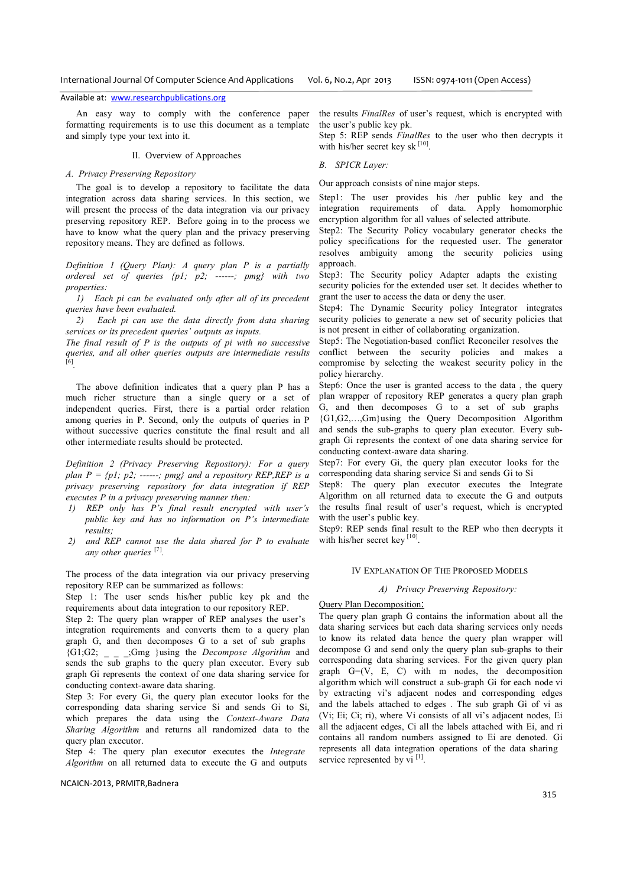An easy way to comply with the conference paper formatting requirements is to use this document as a template and simply type your text into it.

## II. Overview of Approaches

### A. Privacy Preserving Repository

The goal is to develop a repository to facilitate the data integration across data sharing services. In this section, we will present the process of the data integration via our privacy preserving repository REP. Before going in to the process we have to know what the query plan and the privacy preserving repository means. They are defined as follows.

*Definition 1 (Query Plan): A query plan P is a partially ordered set of queries {p1; p2; ------; pmg} with two properties:*

*1) Each pi can be evaluated only after all of its precedent queries have been evaluated.*

*2) Each pi can use the data directly from data sharing services or its precedent queries' outputs as inputs.*

*The final result of P is the outputs of pi with no successive queries, and all other queries outputs are intermediate results* [6].

The above definition indicates that a query plan P has a much richer structure than a single query or a set of independent queries. First, there is a partial order relation among queries in P. Second, only the outputs of queries in P without successive queries constitute the final result and all other intermediate results should be protected.

*Definition 2 (Privacy Preserving Repository): For a query plan P = {p1; p2; ------; pmg} and a repository REP,REP is a privacy preserving repository for data integration if REP executes P in a privacy preserving manner then:*

1) *REP only has P's final result encrypted with user's public key and has no information on P's intermediate results;*
2) *and REP cannot use the data shared for P to evaluate any other queries* [7].

The process of the data integration via our privacy preserving repository REP can be summarized as follows:

Step 1: The user sends his/her public key pk and the requirements about data integration to our repository REP.

Step 2: The query plan wrapper of REP analyses the user's integration requirements and converts them to a query plan graph G, and then decomposes G to a set of sub graphs {G1;G2; _ _ _;Gmg }using the *Decompose Algorithm* and sends the sub graphs to the query plan executor. Every sub graph Gi represents the context of one data sharing service for conducting context-aware data sharing.

Step 3: For every Gi, the query plan executor looks for the corresponding data sharing service Si and sends Gi to Si, which prepares the data using the *Context-Aware Data Sharing Algorithm* and returns all randomized data to the query plan executor.

Step 4: The query plan executor executes the *Integrate Algorithm* on all returned data to execute the G and outputs the results *FinalRes* of user's request, which is encrypted with the user's public key pk.

Step 5: REP sends *FinalRes* to the user who then decrypts it with his/her secret key sk [10].

### B. SPICR Layer:

Our approach consists of nine major steps.

Step1: The user provides his /her public key and the integration requirements of data. Apply homomorphic encryption algorithm for all values of selected attribute.

Step2: The Security Policy vocabulary generator checks the policy specifications for the requested user. The generator resolves ambiguity among the security policies using approach.

Step3: The Security policy Adapter adapts the existing security policies for the extended user set. It decides whether to grant the user to access the data or deny the user.

Step4: The Dynamic Security policy Integrator integrates security policies to generate a new set of security policies that is not present in either of collaborating organization.

Step5: The Negotiation-based conflict Reconciler resolves the conflict between the security policies and makes a compromise by selecting the weakest security policy in the policy hierarchy.

Step6: Once the user is granted access to the data , the query plan wrapper of repository REP generates a query plan graph G, and then decomposes G to a set of sub graphs {G1,G2,…,Gm}using the Query Decomposition Algorithm and sends the sub-graphs to query plan executor. Every sub-graph Gi represents the context of one data sharing service for conducting context-aware data sharing.

Step7: For every Gi, the query plan executor looks for the corresponding data sharing service Si and sends Gi to Si

Step8: The query plan executor executes the Integrate Algorithm on all returned data to execute the G and outputs the results final result of user's request, which is encrypted with the user's public key.

Step9: REP sends final result to the REP who then decrypts it with his/her secret key [10].

## IV Explanation Of The Proposed Models

### A) Privacy Preserving Repository:

Query Plan Decomposition:

The query plan graph G contains the information about all the data sharing services but each data sharing services only needs to know its related data hence the query plan wrapper will decompose G and send only the query plan sub-graphs to their corresponding data sharing services. For the given query plan graph G=(V, E, C) with m nodes, the decomposition algorithm which will construct a sub-graph Gi for each node vi by extracting vi's adjacent nodes and corresponding edges and the labels attached to edges . The sub graph Gi of vi as (Vi; Ei; Ci; ri), where Vi consists of all vi's adjacent nodes, Ei all the adjacent edges, Ci all the labels attached with Ei, and ri contains all random numbers assigned to Ei are denoted. Gi represents all data integration operations of the data sharing service represented by vi [1].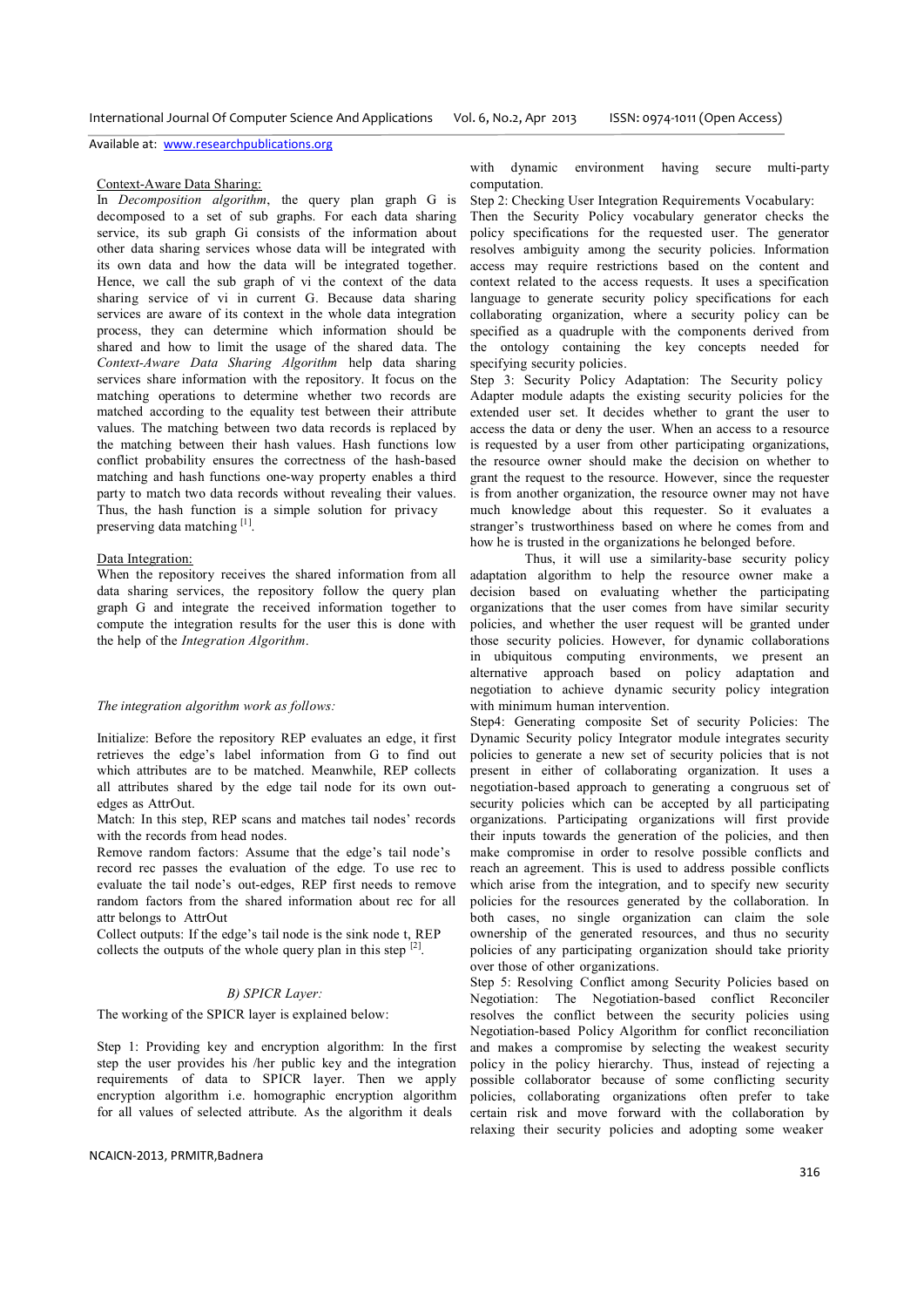Context-Aware Data Sharing:

In *Decomposition algorithm*, the query plan graph G is decomposed to a set of sub graphs. For each data sharing service, its sub graph Gi consists of the information about other data sharing services whose data will be integrated with its own data and how the data will be integrated together. Hence, we call the sub graph of vi the context of the data sharing service of vi in current G. Because data sharing services are aware of its context in the whole data integration process, they can determine which information should be shared and how to limit the usage of the shared data. The *Context-Aware Data Sharing Algorithm* help data sharing services share information with the repository. It focus on the matching operations to determine whether two records are matched according to the equality test between their attribute values. The matching between two data records is replaced by the matching between their hash values. Hash functions low conflict probability ensures the correctness of the hash-based matching and hash functions one-way property enables a third party to match two data records without revealing their values. Thus, the hash function is a simple solution for privacy preserving data matching [1].

Data Integration:

When the repository receives the shared information from all data sharing services, the repository follow the query plan graph G and integrate the received information together to compute the integration results for the user this is done with the help of the *Integration Algorithm*.

*The integration algorithm work as follows:*

Initialize: Before the repository REP evaluates an edge, it first retrieves the edge's label information from G to find out which attributes are to be matched. Meanwhile, REP collects all attributes shared by the edge tail node for its own out-edges as AttrOut.

Match: In this step, REP scans and matches tail nodes' records with the records from head nodes.

Remove random factors: Assume that the edge's tail node's record rec passes the evaluation of the edge. To use rec to evaluate the tail node's out-edges, REP first needs to remove random factors from the shared information about rec for all attr belongs to AttrOut

Collect outputs: If the edge's tail node is the sink node t, REP collects the outputs of the whole query plan in this step [2].

### *B) SPICR Layer:*

The working of the SPICR layer is explained below:

Step 1: Providing key and encryption algorithm: In the first step the user provides his /her public key and the integration requirements of data to SPICR layer. Then we apply encryption algorithm i.e. homographic encryption algorithm for all values of selected attribute. As the algorithm it deals with dynamic environment having secure multi-party computation.

Step 2: Checking User Integration Requirements Vocabulary: Then the Security Policy vocabulary generator checks the policy specifications for the requested user. The generator resolves ambiguity among the security policies. Information access may require restrictions based on the content and context related to the access requests. It uses a specification language to generate security policy specifications for each collaborating organization, where a security policy can be specified as a quadruple with the components derived from the ontology containing the key concepts needed for specifying security policies.

Step 3: Security Policy Adaptation: The Security policy Adapter module adapts the existing security policies for the extended user set. It decides whether to grant the user to access the data or deny the user. When an access to a resource is requested by a user from other participating organizations, the resource owner should make the decision on whether to grant the request to the resource. However, since the requester is from another organization, the resource owner may not have much knowledge about this requester. So it evaluates a stranger's trustworthiness based on where he comes from and how he is trusted in the organizations he belonged before.

Thus, it will use a similarity-base security policy adaptation algorithm to help the resource owner make a decision based on evaluating whether the participating organizations that the user comes from have similar security policies, and whether the user request will be granted under those security policies. However, for dynamic collaborations in ubiquitous computing environments, we present an alternative approach based on policy adaptation and negotiation to achieve dynamic security policy integration with minimum human intervention.

Step4: Generating composite Set of security Policies: The Dynamic Security policy Integrator module integrates security policies to generate a new set of security policies that is not present in either of collaborating organization. It uses a negotiation-based approach to generating a congruous set of security policies which can be accepted by all participating organizations. Participating organizations will first provide their inputs towards the generation of the policies, and then make compromise in order to resolve possible conflicts and reach an agreement. This is used to address possible conflicts which arise from the integration, and to specify new security policies for the resources generated by the collaboration. In both cases, no single organization can claim the sole ownership of the generated resources, and thus no security policies of any participating organization should take priority over those of other organizations.

Step 5: Resolving Conflict among Security Policies based on Negotiation: The Negotiation-based conflict Reconciler resolves the conflict between the security policies using Negotiation-based Policy Algorithm for conflict reconciliation and makes a compromise by selecting the weakest security policy in the policy hierarchy. Thus, instead of rejecting a possible collaborator because of some conflicting security policies, collaborating organizations often prefer to take certain risk and move forward with the collaboration by relaxing their security policies and adopting some weaker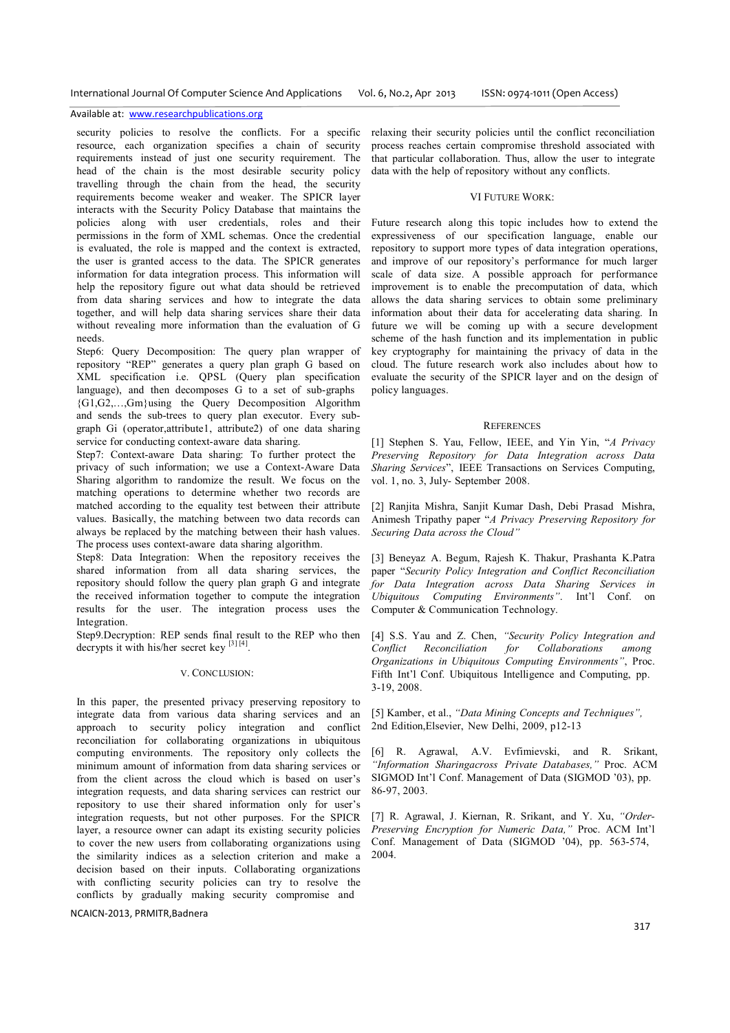security policies to resolve the conflicts. For a specific resource, each organization specifies a chain of security requirements instead of just one security requirement. The head of the chain is the most desirable security policy travelling through the chain from the head, the security requirements become weaker and weaker. The SPICR layer interacts with the Security Policy Database that maintains the policies along with user credentials, roles and their permissions in the form of XML schemas. Once the credential is evaluated, the role is mapped and the context is extracted, the user is granted access to the data. The SPICR generates information for data integration process. This information will help the repository figure out what data should be retrieved from data sharing services and how to integrate the data together, and will help data sharing services share their data without revealing more information than the evaluation of G needs.

Step6: Query Decomposition: The query plan wrapper of repository "REP" generates a query plan graph G based on XML specification i.e. QPSL (Query plan specification language), and then decomposes G to a set of sub-graphs {G1,G2,…,Gm}using the Query Decomposition Algorithm and sends the sub-trees to query plan executor. Every sub-graph Gi (operator,attribute1, attribute2) of one data sharing service for conducting context-aware data sharing.

Step7: Context-aware Data sharing: To further protect the privacy of such information; we use a Context-Aware Data Sharing algorithm to randomize the result. We focus on the matching operations to determine whether two records are matched according to the equality test between their attribute values. Basically, the matching between two data records can always be replaced by the matching between their hash values. The process uses context-aware data sharing algorithm.

Step8: Data Integration: When the repository receives the shared information from all data sharing services, the repository should follow the query plan graph G and integrate the received information together to compute the integration results for the user. The integration process uses the Integration.

Step9.Decryption: REP sends final result to the REP who then decrypts it with his/her secret key [3][4].

## V. CONCLUSION:

In this paper, the presented privacy preserving repository to integrate data from various data sharing services and an approach to security policy integration and conflict reconciliation for collaborating organizations in ubiquitous computing environments. The repository only collects the minimum amount of information from data sharing services or from the client across the cloud which is based on user's integration requests, and data sharing services can restrict our repository to use their shared information only for user's integration requests, but not other purposes. For the SPICR layer, a resource owner can adapt its existing security policies to cover the new users from collaborating organizations using the similarity indices as a selection criterion and make a decision based on their inputs. Collaborating organizations with conflicting security policies can try to resolve the conflicts by gradually making security compromise and relaxing their security policies until the conflict reconciliation process reaches certain compromise threshold associated with that particular collaboration. Thus, allow the user to integrate data with the help of repository without any conflicts.

## VI FUTURE WORK:

Future research along this topic includes how to extend the expressiveness of our specification language, enable our repository to support more types of data integration operations, and improve of our repository's performance for much larger scale of data size. A possible approach for performance improvement is to enable the precomputation of data, which allows the data sharing services to obtain some preliminary information about their data for accelerating data sharing. In future we will be coming up with a secure development scheme of the hash function and its implementation in public key cryptography for maintaining the privacy of data in the cloud. The future research work also includes about how to evaluate the security of the SPICR layer and on the design of policy languages.

## REFERENCES

[1] Stephen S. Yau, Fellow, IEEE, and Yin Yin, "*A Privacy Preserving Repository for Data Integration across Data Sharing Services*", IEEE Transactions on Services Computing, vol. 1, no. 3, July- September 2008.

[2] Ranjita Mishra, Sanjit Kumar Dash, Debi Prasad Mishra, Animesh Tripathy paper "*A Privacy Preserving Repository for Securing Data across the Cloud"*

[3] Beneyaz A. Begum, Rajesh K. Thakur, Prashanta K.Patra paper "*Security Policy Integration and Conflict Reconciliation for Data Integration across Data Sharing Services in Ubiquitous Computing Environments"*. Int'l Conf. on Computer & Communication Technology.

[4] S.S. Yau and Z. Chen, *"Security Policy Integration and Conflict Reconciliation for Collaborations among Organizations in Ubiquitous Computing Environments"*, Proc. Fifth Int'l Conf. Ubiquitous Intelligence and Computing, pp. 3-19, 2008.

[5] Kamber, et al., *"Data Mining Concepts and Techniques",* 2nd Edition,Elsevier, New Delhi, 2009, p12-13

[6] R. Agrawal, A.V. Evfimievski, and R. Srikant, *"Information Sharingacross Private Databases,"* Proc. ACM SIGMOD Int'l Conf. Management of Data (SIGMOD '03), pp. 86-97, 2003.

[7] R. Agrawal, J. Kiernan, R. Srikant, and Y. Xu, *"Order-Preserving Encryption for Numeric Data,"* Proc. ACM Int'l Conf. Management of Data (SIGMOD '04), pp. 563-574, 2004.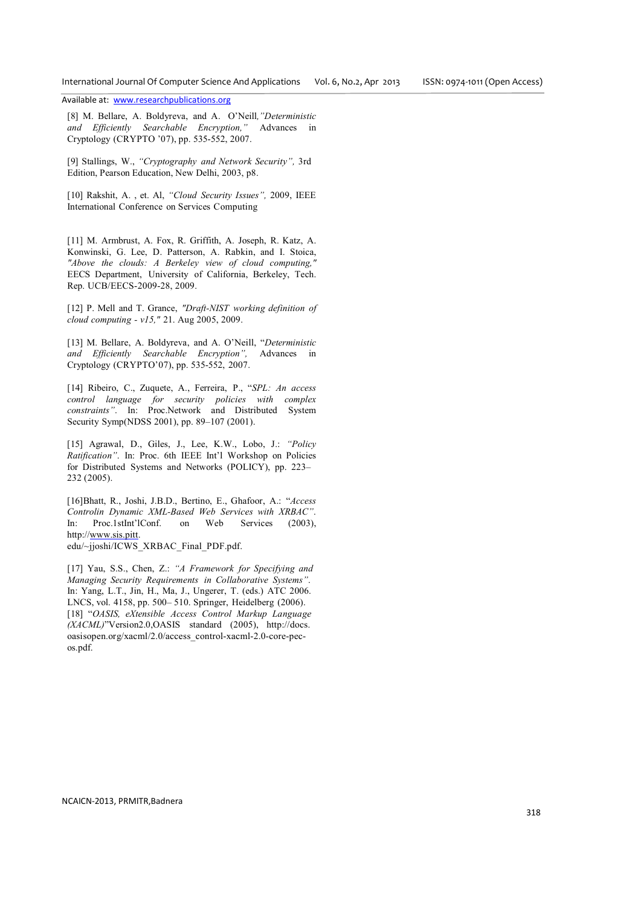[8] M. Bellare, A. Boldyreva, and A. O'Neill,*"Deterministic and Efficiently Searchable Encryption,"* Advances in Cryptology (CRYPTO '07), pp. 535-552, 2007.

[9] Stallings, W., *"Cryptography and Network Security",* 3rd Edition, Pearson Education, New Delhi, 2003, p8.

[10] Rakshit, A. , et. Al, *"Cloud Security Issues",* 2009, IEEE International Conference on Services Computing

[11] M. Armbrust, A. Fox, R. Griffith, A. Joseph, R. Katz, A. Konwinski, G. Lee, D. Patterson, A. Rabkin, and I. Stoica, *"Above the clouds: A Berkeley view of cloud computing,"* EECS Department, University of California, Berkeley, Tech. Rep. UCB/EECS-2009-28, 2009.

[12] P. Mell and T. Grance, *"Draft-NIST working definition of cloud computing - v15,"* 21. Aug 2005, 2009.

[13] M. Bellare, A. Boldyreva, and A. O'Neill, "*Deterministic and Efficiently Searchable Encryption",* Advances in Cryptology (CRYPTO'07), pp. 535-552, 2007.

[14] Ribeiro, C., Zuquete, A., Ferreira, P., "*SPL: An access control language for security policies with complex constraints"*. In: Proc.Network and Distributed System Security Symp(NDSS 2001), pp. 89–107 (2001).

[15] Agrawal, D., Giles, J., Lee, K.W., Lobo, J.: *"Policy Ratification"*. In: Proc. 6th IEEE Int'l Workshop on Policies for Distributed Systems and Networks (POLICY), pp. 223–232 (2005).

[16]Bhatt, R., Joshi, J.B.D., Bertino, E., Ghafoor, A.: "*Access Controlin Dynamic XML-Based Web Services with XRBAC"*. In: Proc.1stInt'lConf. on Web Services (2003), http://www.sis.pitt.edu/~jjoshi/ICWS_XRBAC_Final_PDF.pdf.

[17] Yau, S.S., Chen, Z.: *"A Framework for Specifying and Managing Security Requirements in Collaborative Systems"*. In: Yang, L.T., Jin, H., Ma, J., Ungerer, T. (eds.) ATC 2006. LNCS, vol. 4158, pp. 500– 510. Springer, Heidelberg (2006).

[18] "*OASIS, eXtensible Access Control Markup Language (XACML)*"Version2.0,OASIS standard (2005), http://docs.oasisopen.org/xacml/2.0/access_control-xacml-2.0-core-pec-os.pdf.